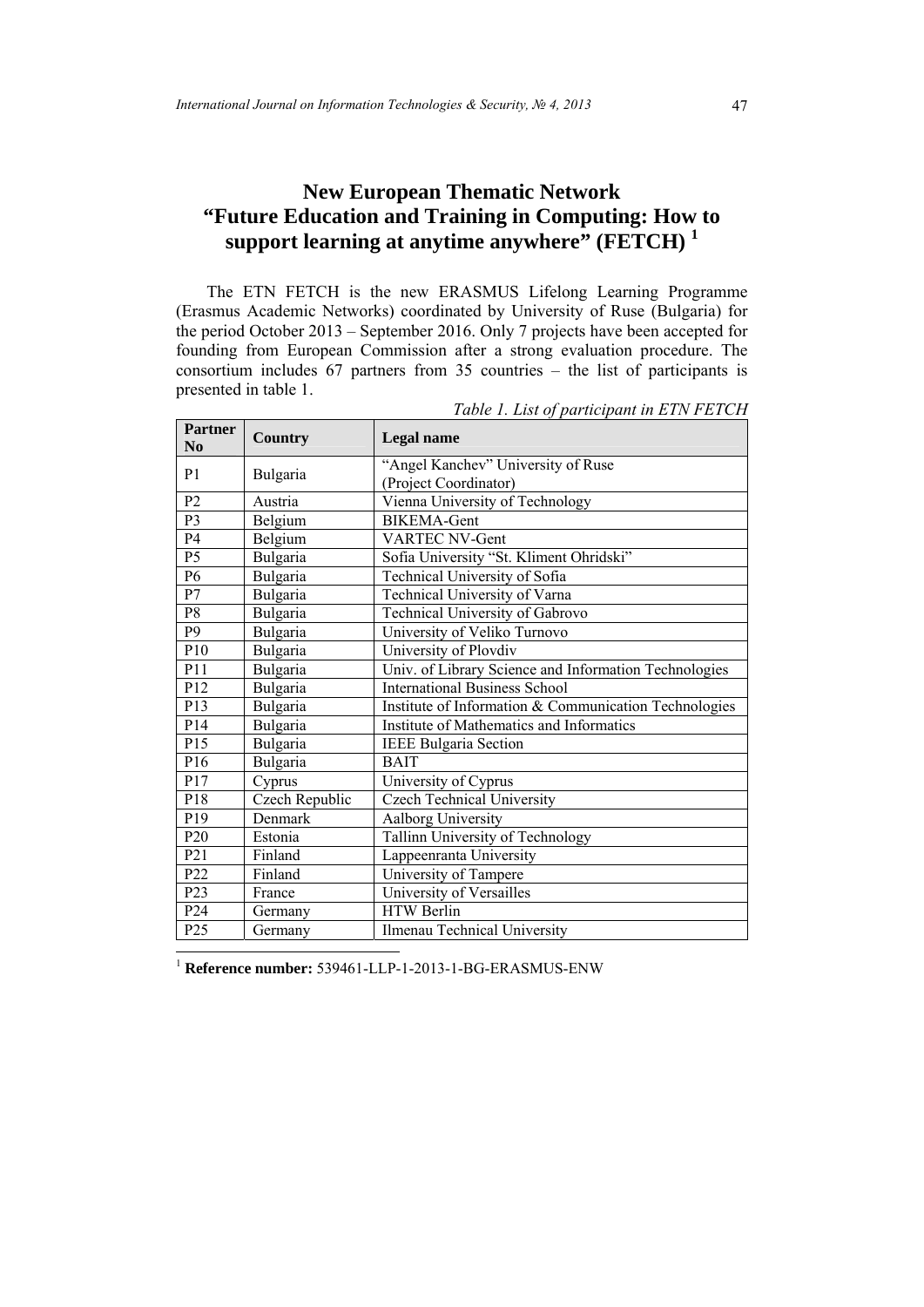# New European Thematic Network "Future Education and Training in Computing: How to support learning at anytime anywhere" (FETCH) [1]

The ETN FETCH is the new ERASMUS Lifelong Learning Programme (Erasmus Academic Networks) coordinated by University of Ruse (Bulgaria) for the period October 2013 – September 2016. Only 7 projects have been accepted for founding from European Commission after a strong evaluation procedure. The consortium includes 67 partners from 35 countries – the list of participants is presented in table 1.

*Table 1. List of participant in ETN FETCH*

| Partner No | Country | Legal name |
|---|---|---|
| P1 | Bulgaria | "Angel Kanchev" University of Ruse (Project Coordinator) |
| P2 | Austria | Vienna University of Technology |
| P3 | Belgium | BIKEMA-Gent |
| P4 | Belgium | VARTEC NV-Gent |
| P5 | Bulgaria | Sofia University "St. Kliment Ohridski" |
| P6 | Bulgaria | Technical University of Sofia |
| P7 | Bulgaria | Technical University of Varna |
| P8 | Bulgaria | Technical University of Gabrovo |
| P9 | Bulgaria | University of Veliko Turnovo |
| P10 | Bulgaria | University of Plovdiv |
| P11 | Bulgaria | Univ. of Library Science and Information Technologies |
| P12 | Bulgaria | International Business School |
| P13 | Bulgaria | Institute of Information & Communication Technologies |
| P14 | Bulgaria | Institute of Mathematics and Informatics |
| P15 | Bulgaria | IEEE Bulgaria Section |
| P16 | Bulgaria | BAIT |
| P17 | Cyprus | University of Cyprus |
| P18 | Czech Republic | Czech Technical University |
| P19 | Denmark | Aalborg University |
| P20 | Estonia | Tallinn University of Technology |
| P21 | Finland | Lappeenranta University |
| P22 | Finland | University of Tampere |
| P23 | France | University of Versailles |
| P24 | Germany | HTW Berlin |
| P25 | Germany | Ilmenau Technical University |

[1] **Reference number:** 539461-LLP-1-2013-1-BG-ERASMUS-ENW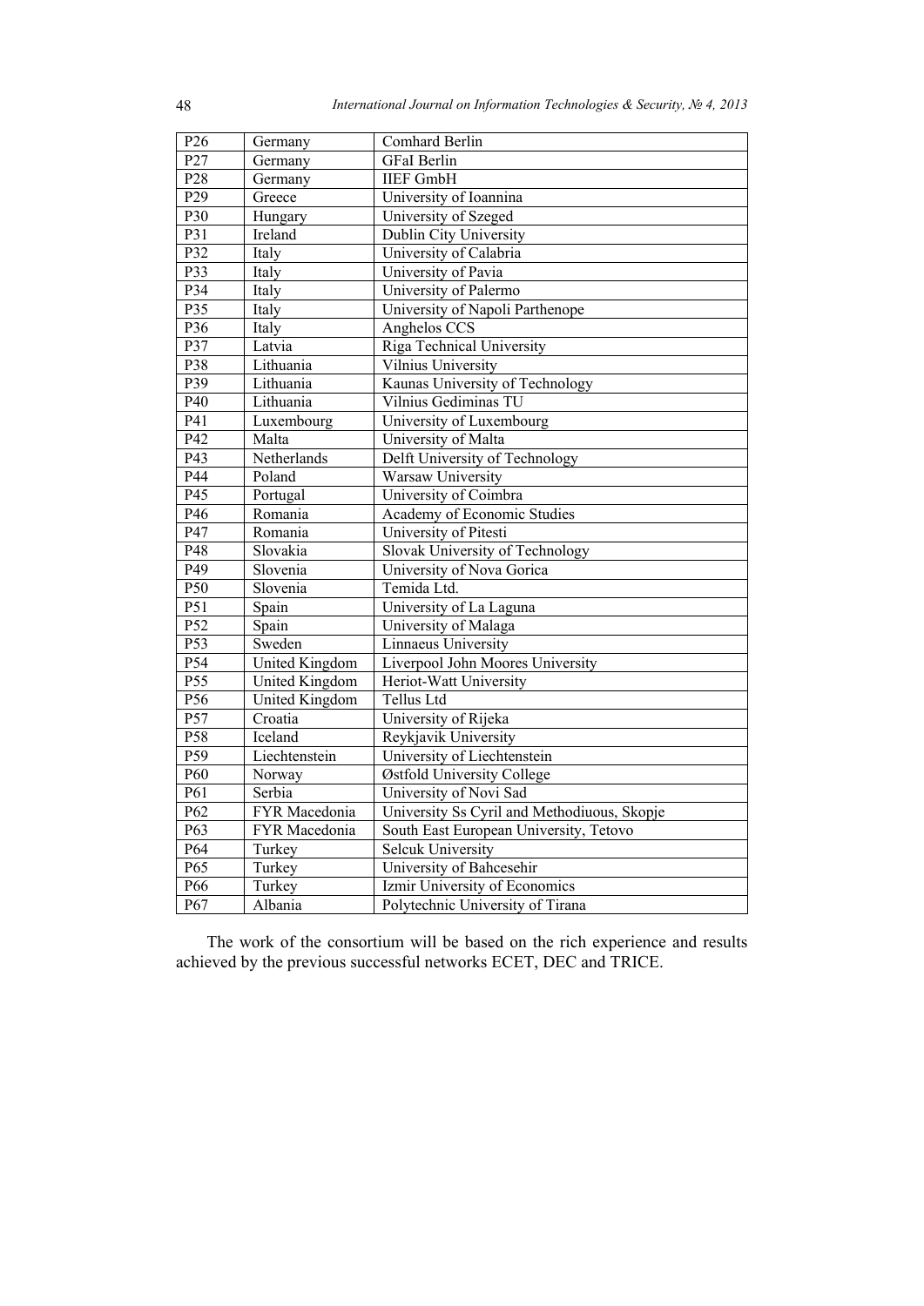| P26 | Germany | Comhard Berlin |
|---|---|---|
| P27 | Germany | GFaI Berlin |
| P28 | Germany | IIEF GmbH |
| P29 | Greece | University of Ioannina |
| P30 | Hungary | University of Szeged |
| P31 | Ireland | Dublin City University |
| P32 | Italy | University of Calabria |
| P33 | Italy | University of Pavia |
| P34 | Italy | University of Palermo |
| P35 | Italy | University of Napoli Parthenope |
| P36 | Italy | Anghelos CCS |
| P37 | Latvia | Riga Technical University |
| P38 | Lithuania | Vilnius University |
| P39 | Lithuania | Kaunas University of Technology |
| P40 | Lithuania | Vilnius Gediminas TU |
| P41 | Luxembourg | University of Luxembourg |
| P42 | Malta | University of Malta |
| P43 | Netherlands | Delft University of Technology |
| P44 | Poland | Warsaw University |
| P45 | Portugal | University of Coimbra |
| P46 | Romania | Academy of Economic Studies |
| P47 | Romania | University of Pitesti |
| P48 | Slovakia | Slovak University of Technology |
| P49 | Slovenia | University of Nova Gorica |
| P50 | Slovenia | Temida Ltd. |
| P51 | Spain | University of La Laguna |
| P52 | Spain | University of Malaga |
| P53 | Sweden | Linnaeus University |
| P54 | United Kingdom | Liverpool John Moores University |
| P55 | United Kingdom | Heriot-Watt University |
| P56 | United Kingdom | Tellus Ltd |
| P57 | Croatia | University of Rijeka |
| P58 | Iceland | Reykjavik University |
| P59 | Liechtenstein | University of Liechtenstein |
| P60 | Norway | Østfold University College |
| P61 | Serbia | University of Novi Sad |
| P62 | FYR Macedonia | University Ss Cyril and Methodiuous, Skopje |
| P63 | FYR Macedonia | South East European University, Tetovo |
| P64 | Turkey | Selcuk University |
| P65 | Turkey | University of Bahcesehir |
| P66 | Turkey | Izmir University of Economics |
| P67 | Albania | Polytechnic University of Tirana |

The work of the consortium will be based on the rich experience and results achieved by the previous successful networks ECET, DEC and TRICE.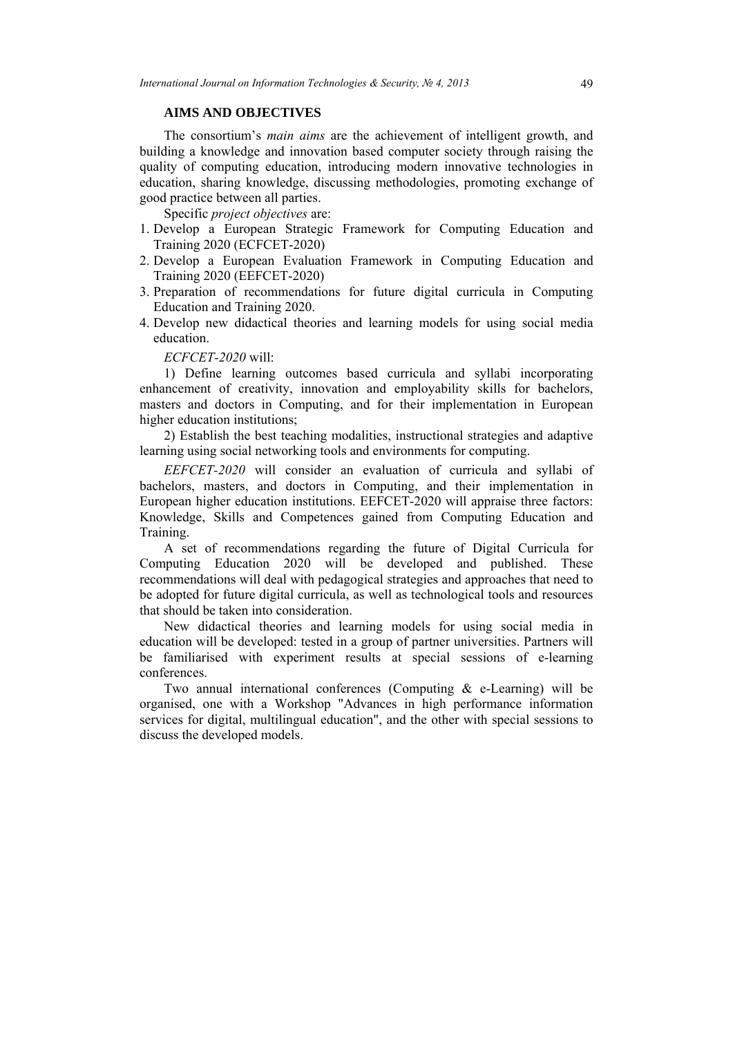## AIMS AND OBJECTIVES

The consortium's *main aims* are the achievement of intelligent growth, and building a knowledge and innovation based computer society through raising the quality of computing education, introducing modern innovative technologies in education, sharing knowledge, discussing methodologies, promoting exchange of good practice between all parties.

Specific *project objectives* are:

1. Develop a European Strategic Framework for Computing Education and Training 2020 (ECFCET-2020)
2. Develop a European Evaluation Framework in Computing Education and Training 2020 (EEFCET-2020)
3. Preparation of recommendations for future digital curricula in Computing Education and Training 2020.
4. Develop new didactical theories and learning models for using social media education.

*ECFCET-2020* will:

1) Define learning outcomes based curricula and syllabi incorporating enhancement of creativity, innovation and employability skills for bachelors, masters and doctors in Computing, and for their implementation in European higher education institutions;

2) Establish the best teaching modalities, instructional strategies and adaptive learning using social networking tools and environments for computing.

*EEFCET-2020* will consider an evaluation of curricula and syllabi of bachelors, masters, and doctors in Computing, and their implementation in European higher education institutions. EEFCET-2020 will appraise three factors: Knowledge, Skills and Competences gained from Computing Education and Training.

A set of recommendations regarding the future of Digital Curricula for Computing Education 2020 will be developed and published. These recommendations will deal with pedagogical strategies and approaches that need to be adopted for future digital curricula, as well as technological tools and resources that should be taken into consideration.

New didactical theories and learning models for using social media in education will be developed: tested in a group of partner universities. Partners will be familiarised with experiment results at special sessions of e-learning conferences.

Two annual international conferences (Computing & e-Learning) will be organised, one with a Workshop "Advances in high performance information services for digital, multilingual education", and the other with special sessions to discuss the developed models.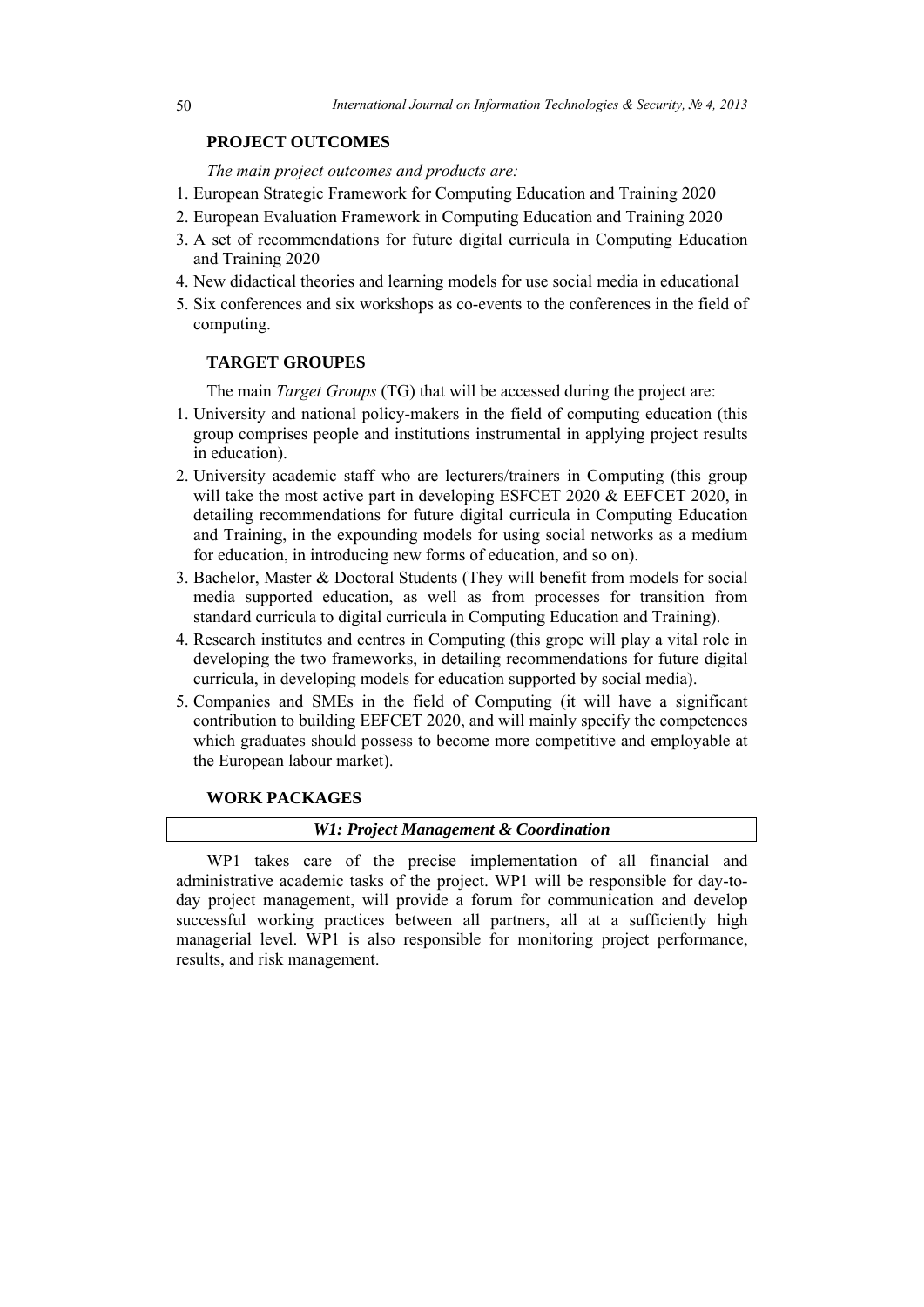## PROJECT OUTCOMES

*The main project outcomes and products are:*

1. European Strategic Framework for Computing Education and Training 2020
2. European Evaluation Framework in Computing Education and Training 2020
3. A set of recommendations for future digital curricula in Computing Education and Training 2020
4. New didactical theories and learning models for use social media in educational
5. Six conferences and six workshops as co-events to the conferences in the field of computing.

## TARGET GROUPES

The main *Target Groups* (TG) that will be accessed during the project are:

1. University and national policy-makers in the field of computing education (this group comprises people and institutions instrumental in applying project results in education).
2. University academic staff who are lecturers/trainers in Computing (this group will take the most active part in developing ESFCET 2020 & EEFCET 2020, in detailing recommendations for future digital curricula in Computing Education and Training, in the expounding models for using social networks as a medium for education, in introducing new forms of education, and so on).
3. Bachelor, Master & Doctoral Students (They will benefit from models for social media supported education, as well as from processes for transition from standard curricula to digital curricula in Computing Education and Training).
4. Research institutes and centres in Computing (this grope will play a vital role in developing the two frameworks, in detailing recommendations for future digital curricula, in developing models for education supported by social media).
5. Companies and SMEs in the field of Computing (it will have a significant contribution to building EEFCET 2020, and will mainly specify the competences which graduates should possess to become more competitive and employable at the European labour market).

## WORK PACKAGES

### *W1: Project Management & Coordination*

WP1 takes care of the precise implementation of all financial and administrative academic tasks of the project. WP1 will be responsible for day-to-day project management, will provide a forum for communication and develop successful working practices between all partners, all at a sufficiently high managerial level. WP1 is also responsible for monitoring project performance, results, and risk management.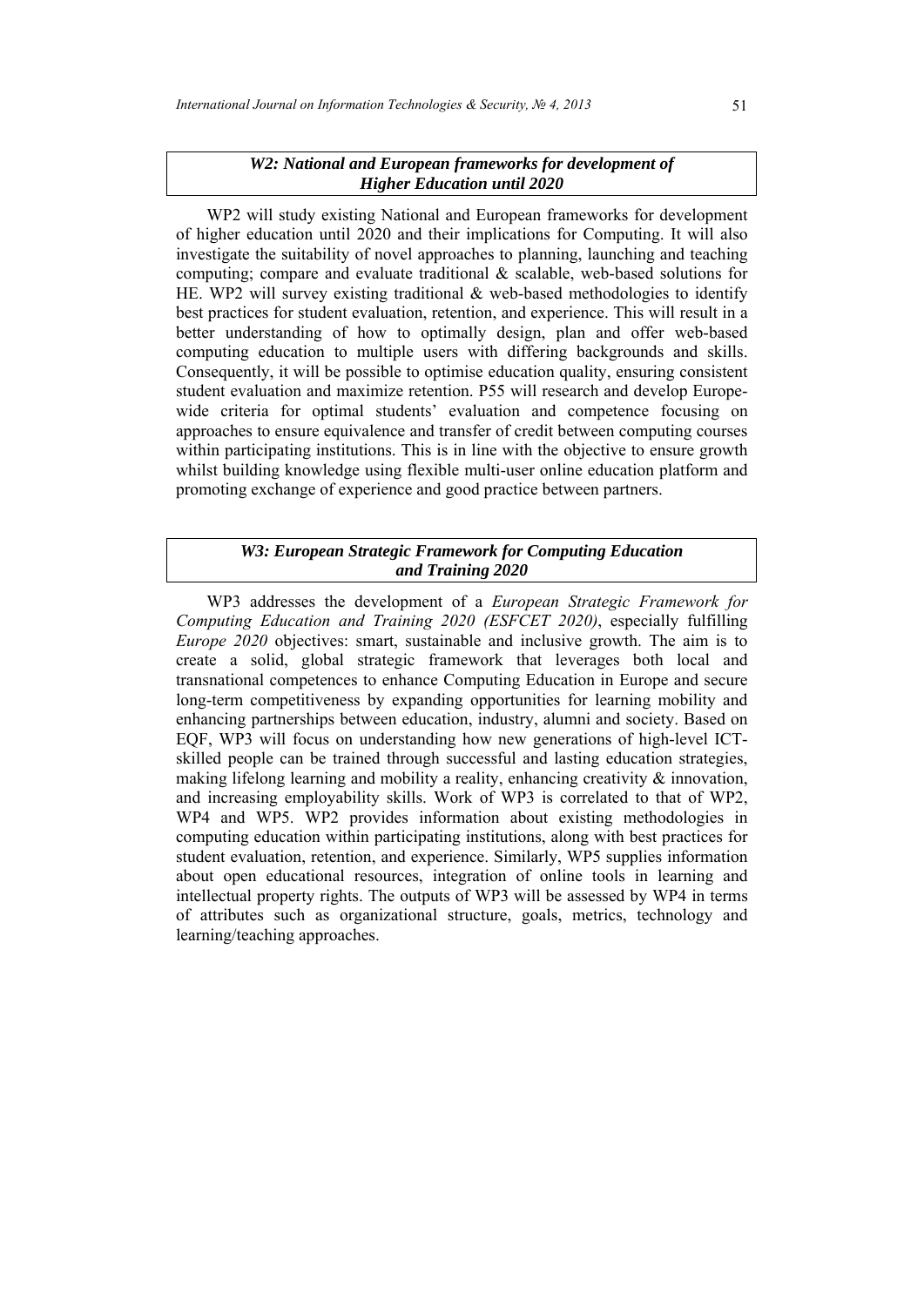### *W2: National and European frameworks for development of Higher Education until 2020*

WP2 will study existing National and European frameworks for development of higher education until 2020 and their implications for Computing. It will also investigate the suitability of novel approaches to planning, launching and teaching computing; compare and evaluate traditional & scalable, web-based solutions for HE. WP2 will survey existing traditional & web-based methodologies to identify best practices for student evaluation, retention, and experience. This will result in a better understanding of how to optimally design, plan and offer web-based computing education to multiple users with differing backgrounds and skills. Consequently, it will be possible to optimise education quality, ensuring consistent student evaluation and maximize retention. P55 will research and develop Europe-wide criteria for optimal students' evaluation and competence focusing on approaches to ensure equivalence and transfer of credit between computing courses within participating institutions. This is in line with the objective to ensure growth whilst building knowledge using flexible multi-user online education platform and promoting exchange of experience and good practice between partners.

### *W3: European Strategic Framework for Computing Education and Training 2020*

WP3 addresses the development of a *European Strategic Framework for Computing Education and Training 2020 (ESFCET 2020)*, especially fulfilling *Europe 2020* objectives: smart, sustainable and inclusive growth. The aim is to create a solid, global strategic framework that leverages both local and transnational competences to enhance Computing Education in Europe and secure long-term competitiveness by expanding opportunities for learning mobility and enhancing partnerships between education, industry, alumni and society. Based on EQF, WP3 will focus on understanding how new generations of high-level ICT-skilled people can be trained through successful and lasting education strategies, making lifelong learning and mobility a reality, enhancing creativity & innovation, and increasing employability skills. Work of WP3 is correlated to that of WP2, WP4 and WP5. WP2 provides information about existing methodologies in computing education within participating institutions, along with best practices for student evaluation, retention, and experience. Similarly, WP5 supplies information about open educational resources, integration of online tools in learning and intellectual property rights. The outputs of WP3 will be assessed by WP4 in terms of attributes such as organizational structure, goals, metrics, technology and learning/teaching approaches.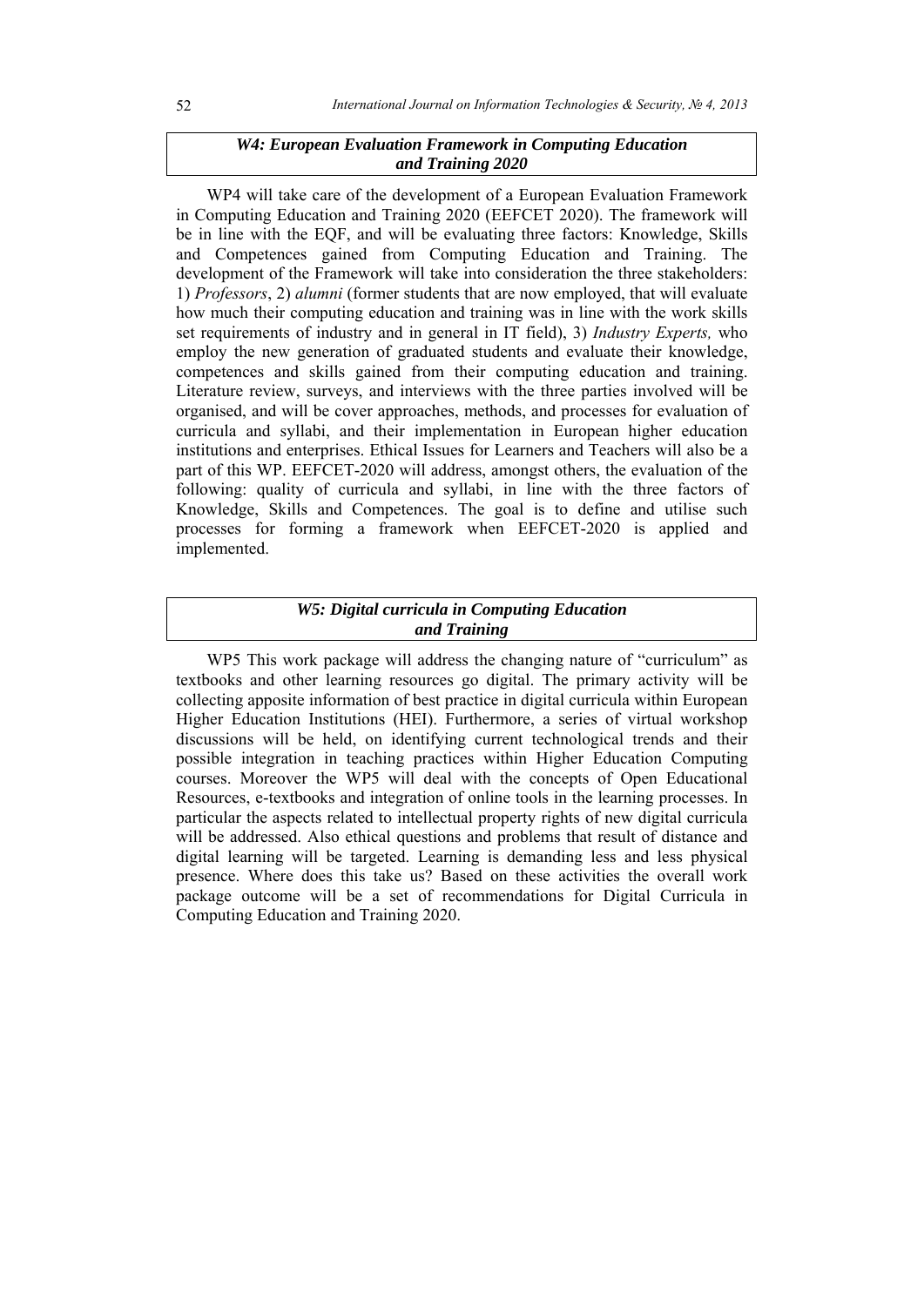### *W4: European Evaluation Framework in Computing Education and Training 2020*

WP4 will take care of the development of a European Evaluation Framework in Computing Education and Training 2020 (EEFCET 2020). The framework will be in line with the EQF, and will be evaluating three factors: Knowledge, Skills and Competences gained from Computing Education and Training. The development of the Framework will take into consideration the three stakeholders: 1) *Professors*, 2) *alumni* (former students that are now employed, that will evaluate how much their computing education and training was in line with the work skills set requirements of industry and in general in IT field), 3) *Industry Experts,* who employ the new generation of graduated students and evaluate their knowledge, competences and skills gained from their computing education and training. Literature review, surveys, and interviews with the three parties involved will be organised, and will be cover approaches, methods, and processes for evaluation of curricula and syllabi, and their implementation in European higher education institutions and enterprises. Ethical Issues for Learners and Teachers will also be a part of this WP. EEFCET-2020 will address, amongst others, the evaluation of the following: quality of curricula and syllabi, in line with the three factors of Knowledge, Skills and Competences. The goal is to define and utilise such processes for forming a framework when EEFCET-2020 is applied and implemented.

### *W5: Digital curricula in Computing Education and Training*

WP5 This work package will address the changing nature of "curriculum" as textbooks and other learning resources go digital. The primary activity will be collecting apposite information of best practice in digital curricula within European Higher Education Institutions (HEI). Furthermore, a series of virtual workshop discussions will be held, on identifying current technological trends and their possible integration in teaching practices within Higher Education Computing courses. Moreover the WP5 will deal with the concepts of Open Educational Resources, e-textbooks and integration of online tools in the learning processes. In particular the aspects related to intellectual property rights of new digital curricula will be addressed. Also ethical questions and problems that result of distance and digital learning will be targeted. Learning is demanding less and less physical presence. Where does this take us? Based on these activities the overall work package outcome will be a set of recommendations for Digital Curricula in Computing Education and Training 2020.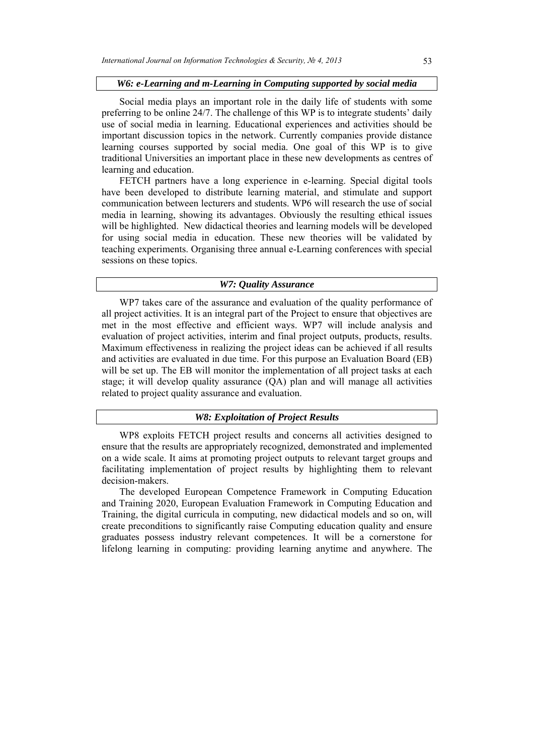### *W6: e-Learning and m-Learning in Computing supported by social media*

Social media plays an important role in the daily life of students with some preferring to be online 24/7. The challenge of this WP is to integrate students' daily use of social media in learning. Educational experiences and activities should be important discussion topics in the network. Currently companies provide distance learning courses supported by social media. One goal of this WP is to give traditional Universities an important place in these new developments as centres of learning and education.

FETCH partners have a long experience in e-learning. Special digital tools have been developed to distribute learning material, and stimulate and support communication between lecturers and students. WP6 will research the use of social media in learning, showing its advantages. Obviously the resulting ethical issues will be highlighted. New didactical theories and learning models will be developed for using social media in education. These new theories will be validated by teaching experiments. Organising three annual e-Learning conferences with special sessions on these topics.

### *W7: Quality Assurance*

WP7 takes care of the assurance and evaluation of the quality performance of all project activities. It is an integral part of the Project to ensure that objectives are met in the most effective and efficient ways. WP7 will include analysis and evaluation of project activities, interim and final project outputs, products, results. Maximum effectiveness in realizing the project ideas can be achieved if all results and activities are evaluated in due time. For this purpose an Evaluation Board (EB) will be set up. The EB will monitor the implementation of all project tasks at each stage; it will develop quality assurance (QA) plan and will manage all activities related to project quality assurance and evaluation.

### *W8: Exploitation of Project Results*

WP8 exploits FETCH project results and concerns all activities designed to ensure that the results are appropriately recognized, demonstrated and implemented on a wide scale. It aims at promoting project outputs to relevant target groups and facilitating implementation of project results by highlighting them to relevant decision-makers.

The developed European Competence Framework in Computing Education and Training 2020, European Evaluation Framework in Computing Education and Training, the digital curricula in computing, new didactical models and so on, will create preconditions to significantly raise Computing education quality and ensure graduates possess industry relevant competences. It will be a cornerstone for lifelong learning in computing: providing learning anytime and anywhere. The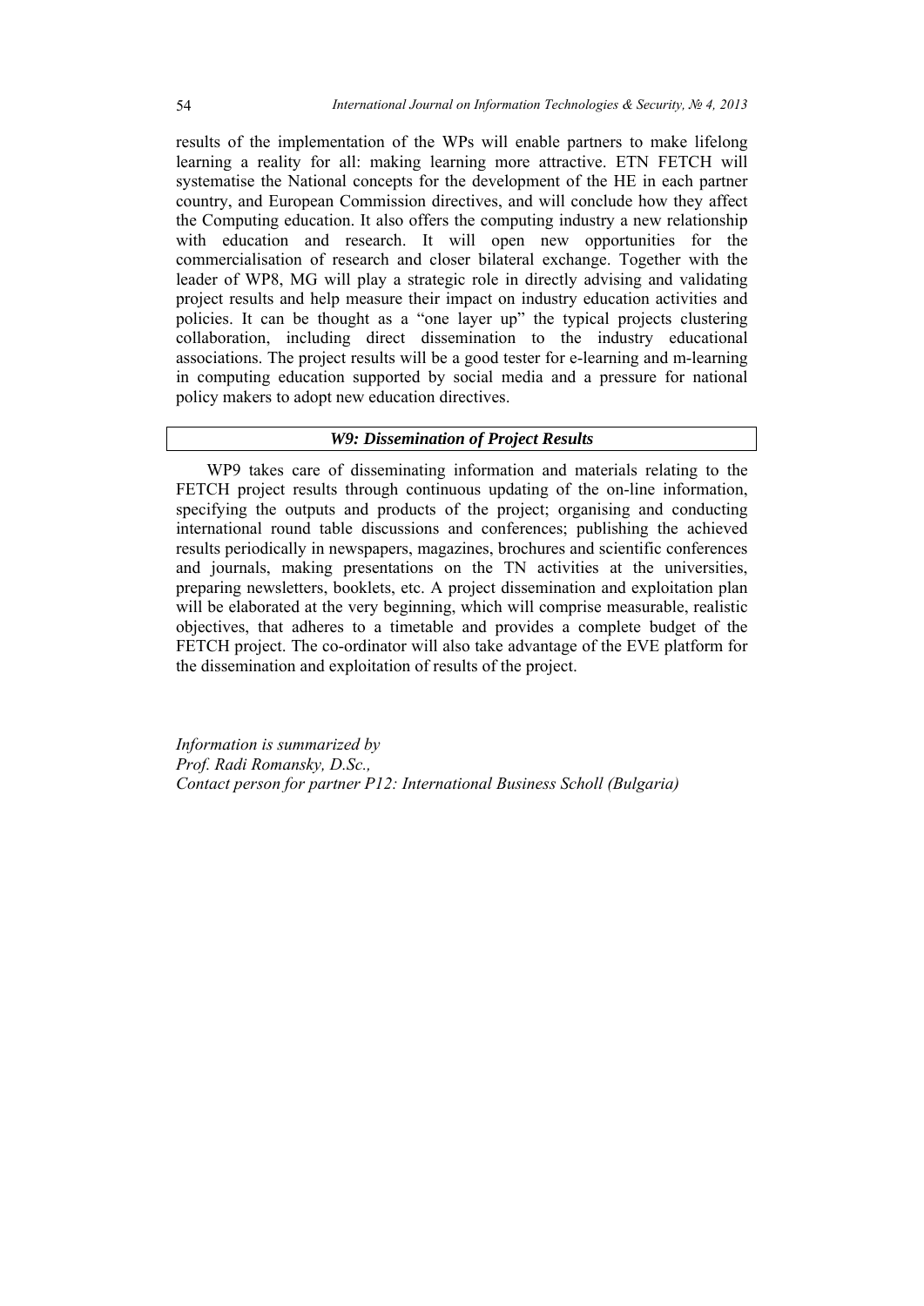results of the implementation of the WPs will enable partners to make lifelong learning a reality for all: making learning more attractive. ETN FETCH will systematise the National concepts for the development of the HE in each partner country, and European Commission directives, and will conclude how they affect the Computing education. It also offers the computing industry a new relationship with education and research. It will open new opportunities for the commercialisation of research and closer bilateral exchange. Together with the leader of WP8, MG will play a strategic role in directly advising and validating project results and help measure their impact on industry education activities and policies. It can be thought as a "one layer up" the typical projects clustering collaboration, including direct dissemination to the industry educational associations. The project results will be a good tester for e-learning and m-learning in computing education supported by social media and a pressure for national policy makers to adopt new education directives.

### *W9: Dissemination of Project Results*

WP9 takes care of disseminating information and materials relating to the FETCH project results through continuous updating of the on-line information, specifying the outputs and products of the project; organising and conducting international round table discussions and conferences; publishing the achieved results periodically in newspapers, magazines, brochures and scientific conferences and journals, making presentations on the TN activities at the universities, preparing newsletters, booklets, etc. A project dissemination and exploitation plan will be elaborated at the very beginning, which will comprise measurable, realistic objectives, that adheres to a timetable and provides a complete budget of the FETCH project. The co-ordinator will also take advantage of the EVE platform for the dissemination and exploitation of results of the project.

*Information is summarized by*
*Prof. Radi Romansky, D.Sc.,*
*Contact person for partner P12: International Business Scholl (Bulgaria)*